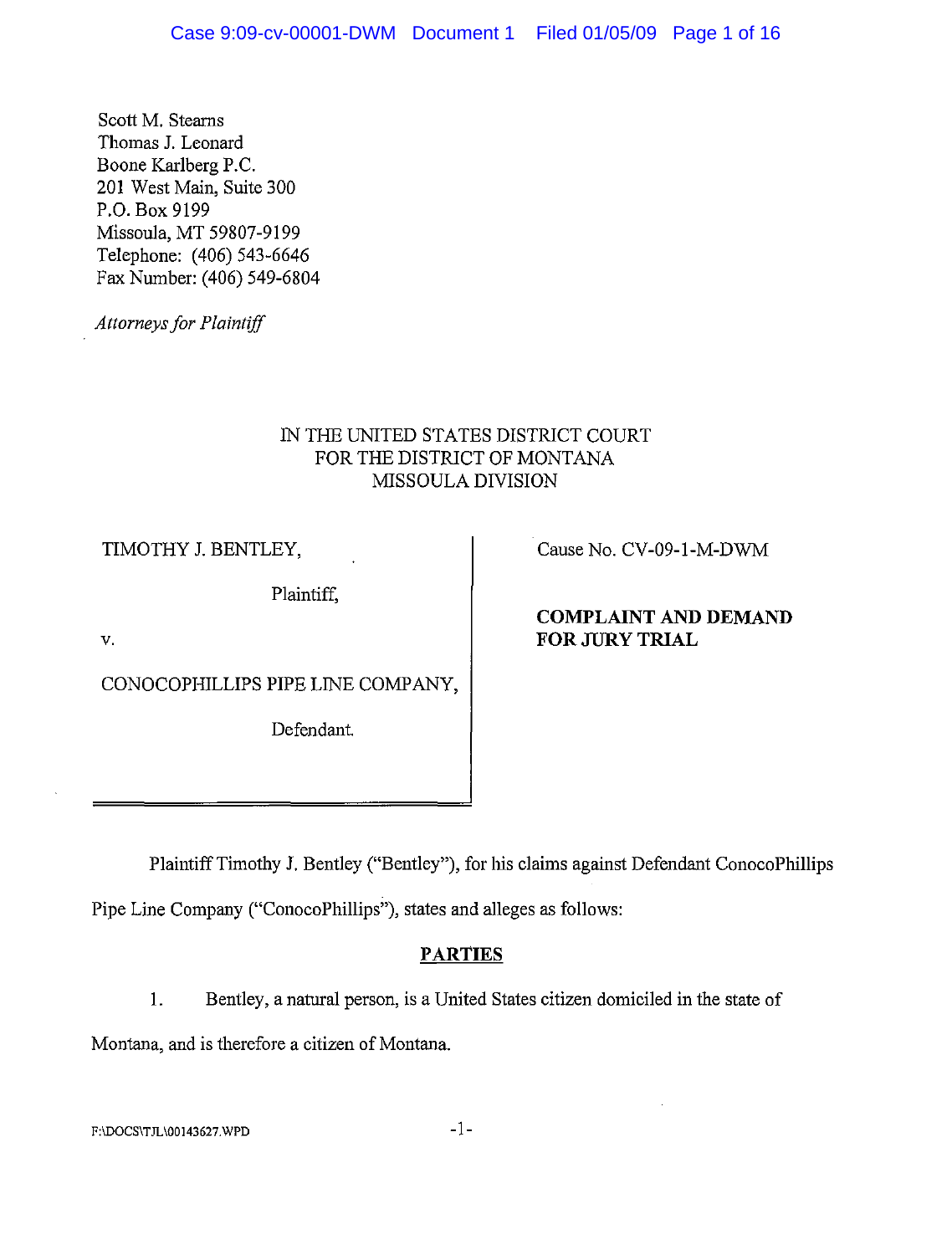Scott M. Stearns
Thomas J. Leonard
Boone Karlberg P.C.
201 West Main, Suite 300
P.O. Box 9199
Missoula, MT 59807-9199
Telephone: (406) 543-6646
Fax Number: (406) 549-6804

*Attorneys for Plaintiff*

IN THE UNITED STATES DISTRICT COURT
FOR THE DISTRICT OF MONTANA
MISSOULA DIVISION

| | |
|---|---|
| TIMOTHY J. BENTLEY,<br><br>Plaintiff,<br><br>v.<br><br>CONOCOPHILLIPS PIPE LINE COMPANY,<br><br>Defendant. | Cause No. CV-09-1-M-DWM<br><br>**COMPLAINT AND DEMAND FOR JURY TRIAL** |

Plaintiff Timothy J. Bentley ("Bentley"), for his claims against Defendant ConocoPhillips Pipe Line Company ("ConocoPhillips"), states and alleges as follows:

## PARTIES

1. Bentley, a natural person, is a United States citizen domiciled in the state of Montana, and is therefore a citizen of Montana.

F:\DOCS\TJL\00143627.WPD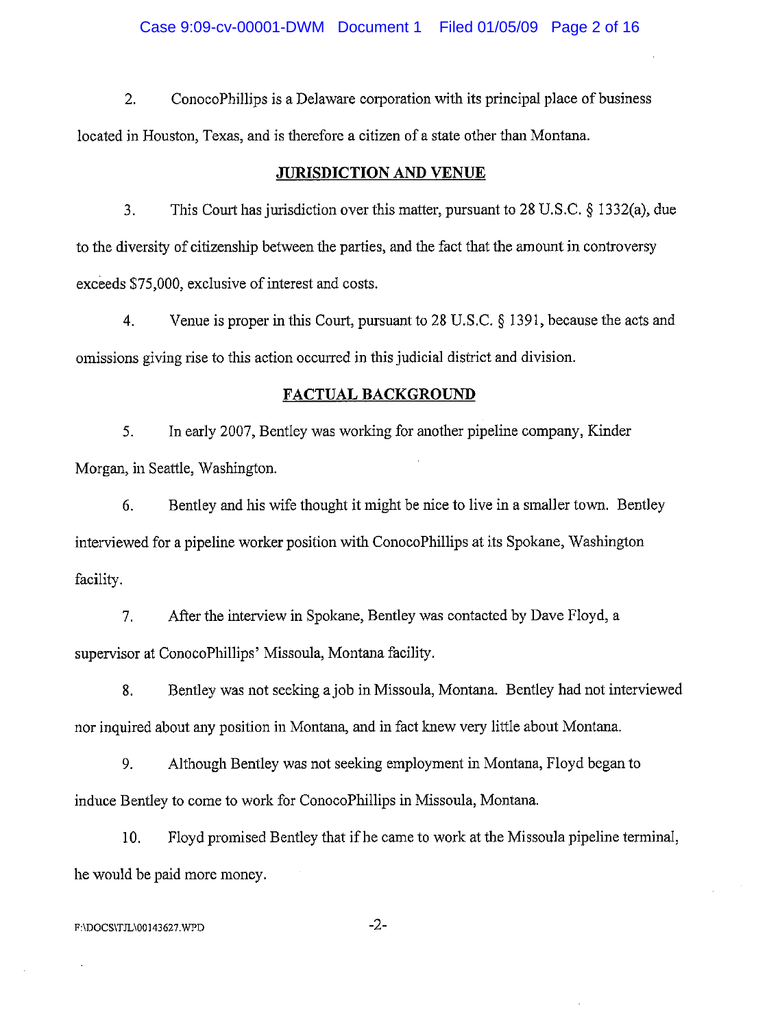2. ConocoPhillips is a Delaware corporation with its principal place of business located in Houston, Texas, and is therefore a citizen of a state other than Montana.

## JURISDICTION AND VENUE

3. This Court has jurisdiction over this matter, pursuant to 28 U.S.C. § 1332(a), due to the diversity of citizenship between the parties, and the fact that the amount in controversy exceeds $75,000, exclusive of interest and costs.

4. Venue is proper in this Court, pursuant to 28 U.S.C. § 1391, because the acts and omissions giving rise to this action occurred in this judicial district and division.

## FACTUAL BACKGROUND

5. In early 2007, Bentley was working for another pipeline company, Kinder Morgan, in Seattle, Washington.

6. Bentley and his wife thought it might be nice to live in a smaller town. Bentley interviewed for a pipeline worker position with ConocoPhillips at its Spokane, Washington facility.

7. After the interview in Spokane, Bentley was contacted by Dave Floyd, a supervisor at ConocoPhillips' Missoula, Montana facility.

8. Bentley was not seeking a job in Missoula, Montana. Bentley had not interviewed nor inquired about any position in Montana, and in fact knew very little about Montana.

9. Although Bentley was not seeking employment in Montana, Floyd began to induce Bentley to come to work for ConocoPhillips in Missoula, Montana.

10. Floyd promised Bentley that if he came to work at the Missoula pipeline terminal, he would be paid more money.

F:\DOCS\TJL\00143627.WPD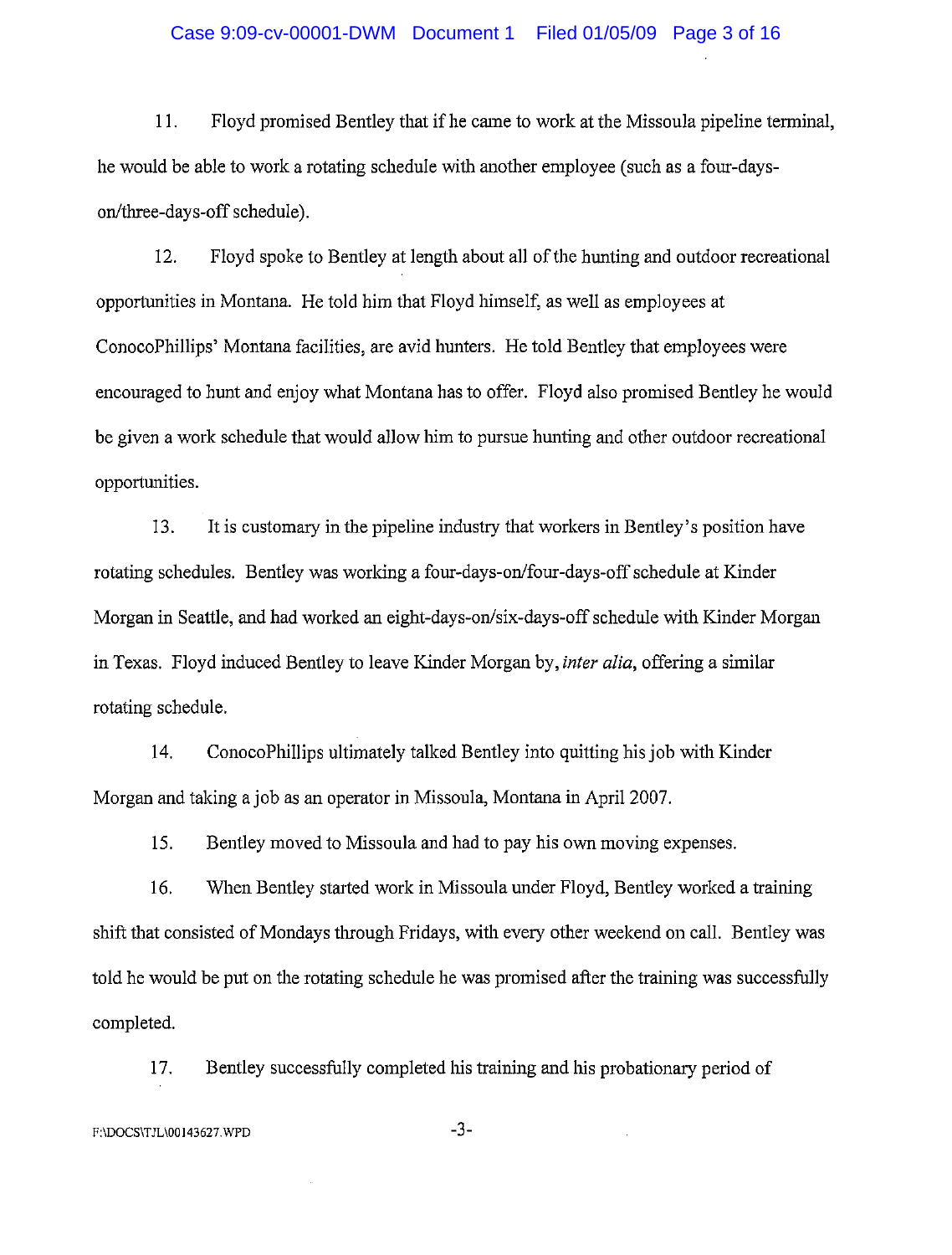11. Floyd promised Bentley that if he came to work at the Missoula pipeline terminal, he would be able to work a rotating schedule with another employee (such as a four-days-on/three-days-off schedule).

12. Floyd spoke to Bentley at length about all of the hunting and outdoor recreational opportunities in Montana. He told him that Floyd himself, as well as employees at ConocoPhillips' Montana facilities, are avid hunters. He told Bentley that employees were encouraged to hunt and enjoy what Montana has to offer. Floyd also promised Bentley he would be given a work schedule that would allow him to pursue hunting and other outdoor recreational opportunities.

13. It is customary in the pipeline industry that workers in Bentley's position have rotating schedules. Bentley was working a four-days-on/four-days-off schedule at Kinder Morgan in Seattle, and had worked an eight-days-on/six-days-off schedule with Kinder Morgan in Texas. Floyd induced Bentley to leave Kinder Morgan by, *inter alia*, offering a similar rotating schedule.

14. ConocoPhillips ultimately talked Bentley into quitting his job with Kinder Morgan and taking a job as an operator in Missoula, Montana in April 2007.

15. Bentley moved to Missoula and had to pay his own moving expenses.

16. When Bentley started work in Missoula under Floyd, Bentley worked a training shift that consisted of Mondays through Fridays, with every other weekend on call. Bentley was told he would be put on the rotating schedule he was promised after the training was successfully completed.

17. Bentley successfully completed his training and his probationary period of

F:\DOCS\TJL\00143627.WPD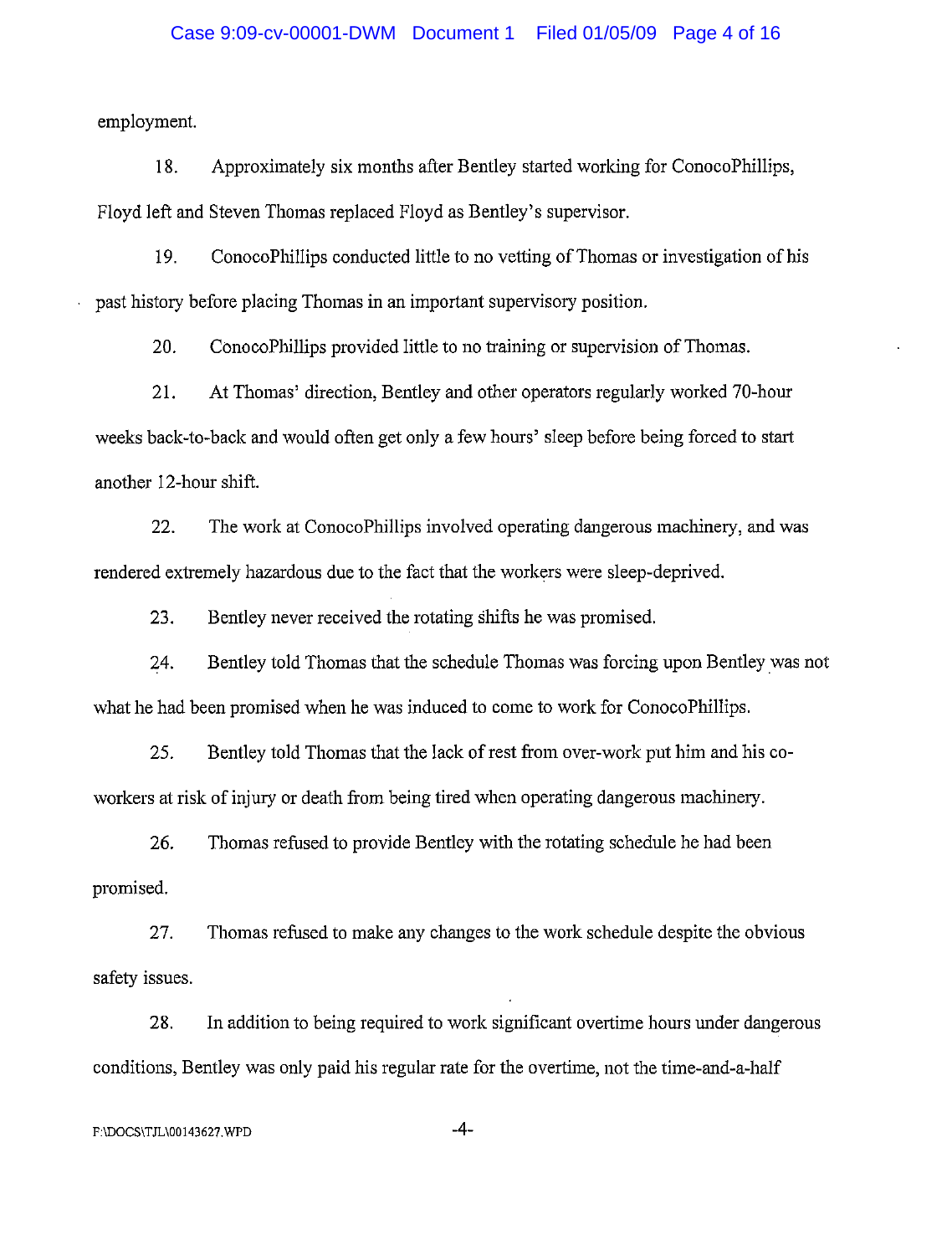employment.

18. Approximately six months after Bentley started working for ConocoPhillips, Floyd left and Steven Thomas replaced Floyd as Bentley's supervisor.

19. ConocoPhillips conducted little to no vetting of Thomas or investigation of his past history before placing Thomas in an important supervisory position.

20. ConocoPhillips provided little to no training or supervision of Thomas.

21. At Thomas' direction, Bentley and other operators regularly worked 70-hour weeks back-to-back and would often get only a few hours' sleep before being forced to start another 12-hour shift.

22. The work at ConocoPhillips involved operating dangerous machinery, and was rendered extremely hazardous due to the fact that the workers were sleep-deprived.

23. Bentley never received the rotating shifts he was promised.

24. Bentley told Thomas that the schedule Thomas was forcing upon Bentley was not what he had been promised when he was induced to come to work for ConocoPhillips.

25. Bentley told Thomas that the lack of rest from over-work put him and his co-workers at risk of injury or death from being tired when operating dangerous machinery.

26. Thomas refused to provide Bentley with the rotating schedule he had been promised.

27. Thomas refused to make any changes to the work schedule despite the obvious safety issues.

28. In addition to being required to work significant overtime hours under dangerous conditions, Bentley was only paid his regular rate for the overtime, not the time-and-a-half

F:\DOCS\TJL\00143627.WPD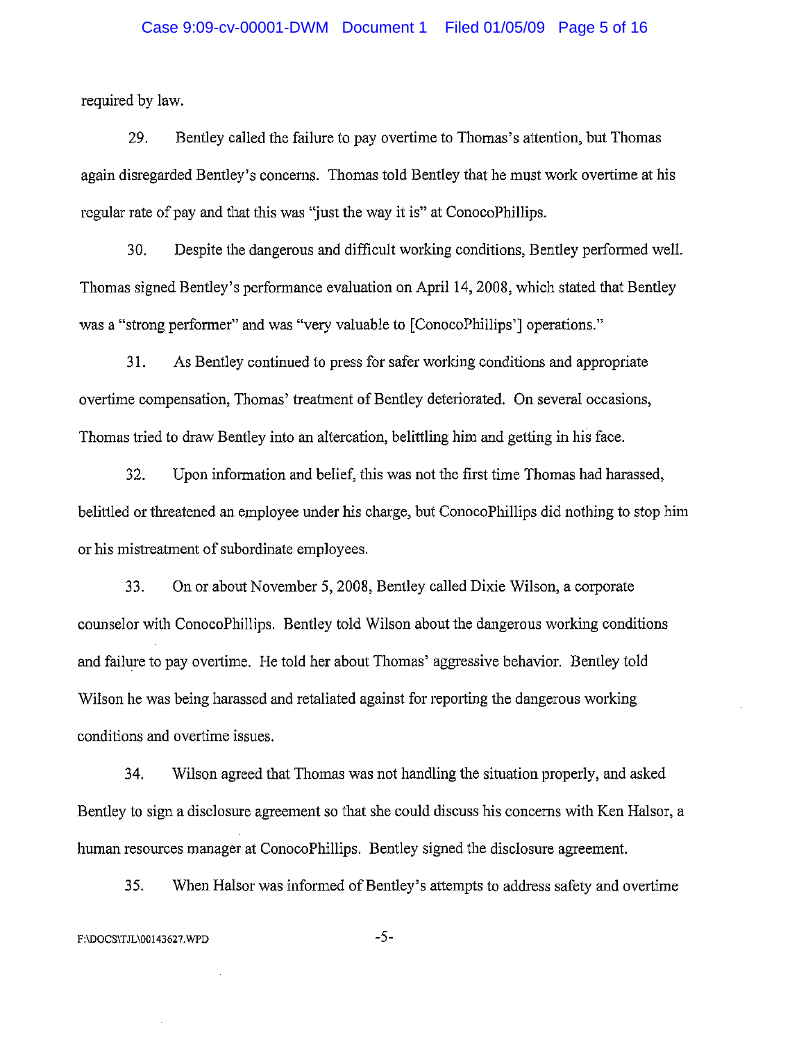required by law.

29. Bentley called the failure to pay overtime to Thomas's attention, but Thomas again disregarded Bentley's concerns. Thomas told Bentley that he must work overtime at his regular rate of pay and that this was "just the way it is" at ConocoPhillips.

30. Despite the dangerous and difficult working conditions, Bentley performed well. Thomas signed Bentley's performance evaluation on April 14, 2008, which stated that Bentley was a "strong performer" and was "very valuable to [ConocoPhillips'] operations."

31. As Bentley continued to press for safer working conditions and appropriate overtime compensation, Thomas' treatment of Bentley deteriorated. On several occasions, Thomas tried to draw Bentley into an altercation, belittling him and getting in his face.

32. Upon information and belief, this was not the first time Thomas had harassed, belittled or threatened an employee under his charge, but ConocoPhillips did nothing to stop him or his mistreatment of subordinate employees.

33. On or about November 5, 2008, Bentley called Dixie Wilson, a corporate counselor with ConocoPhillips. Bentley told Wilson about the dangerous working conditions and failure to pay overtime. He told her about Thomas' aggressive behavior. Bentley told Wilson he was being harassed and retaliated against for reporting the dangerous working conditions and overtime issues.

34. Wilson agreed that Thomas was not handling the situation properly, and asked Bentley to sign a disclosure agreement so that she could discuss his concerns with Ken Halsor, a human resources manager at ConocoPhillips. Bentley signed the disclosure agreement.

35. When Halsor was informed of Bentley's attempts to address safety and overtime

F:\DOCS\TJL\00143627.WPD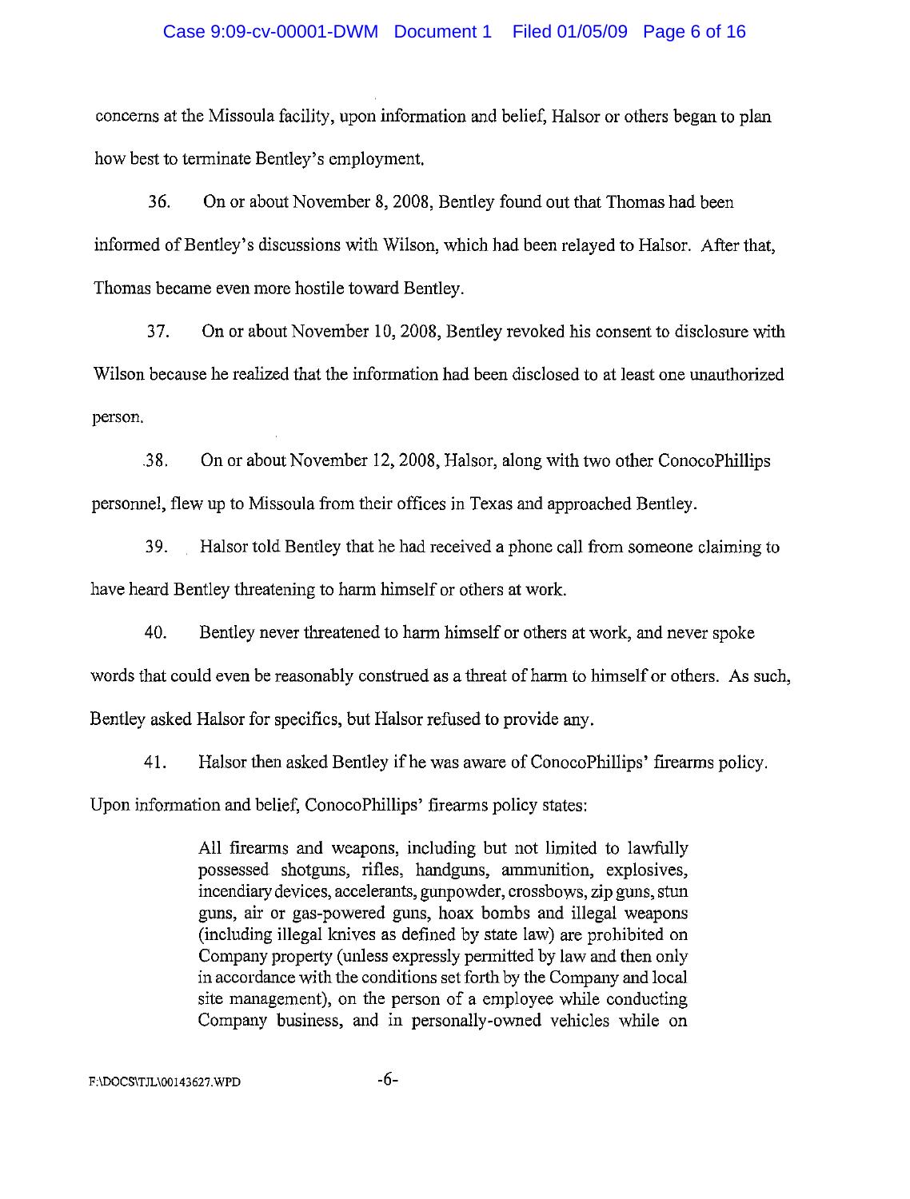concerns at the Missoula facility, upon information and belief, Halsor or others began to plan how best to terminate Bentley's employment.

36. On or about November 8, 2008, Bentley found out that Thomas had been informed of Bentley's discussions with Wilson, which had been relayed to Halsor. After that, Thomas became even more hostile toward Bentley.

37. On or about November 10, 2008, Bentley revoked his consent to disclosure with Wilson because he realized that the information had been disclosed to at least one unauthorized person.

38. On or about November 12, 2008, Halsor, along with two other ConocoPhillips personnel, flew up to Missoula from their offices in Texas and approached Bentley.

39. Halsor told Bentley that he had received a phone call from someone claiming to have heard Bentley threatening to harm himself or others at work.

40. Bentley never threatened to harm himself or others at work, and never spoke words that could even be reasonably construed as a threat of harm to himself or others. As such, Bentley asked Halsor for specifics, but Halsor refused to provide any.

41. Halsor then asked Bentley if he was aware of ConocoPhillips' firearms policy. Upon information and belief, ConocoPhillips' firearms policy states:

> All firearms and weapons, including but not limited to lawfully possessed shotguns, rifles, handguns, ammunition, explosives, incendiary devices, accelerants, gunpowder, crossbows, zip guns, stun guns, air or gas-powered guns, hoax bombs and illegal weapons (including illegal knives as defined by state law) are prohibited on Company property (unless expressly permitted by law and then only in accordance with the conditions set forth by the Company and local site management), on the person of a employee while conducting Company business, and in personally-owned vehicles while on

F:\DOCS\TJL\00143627.WPD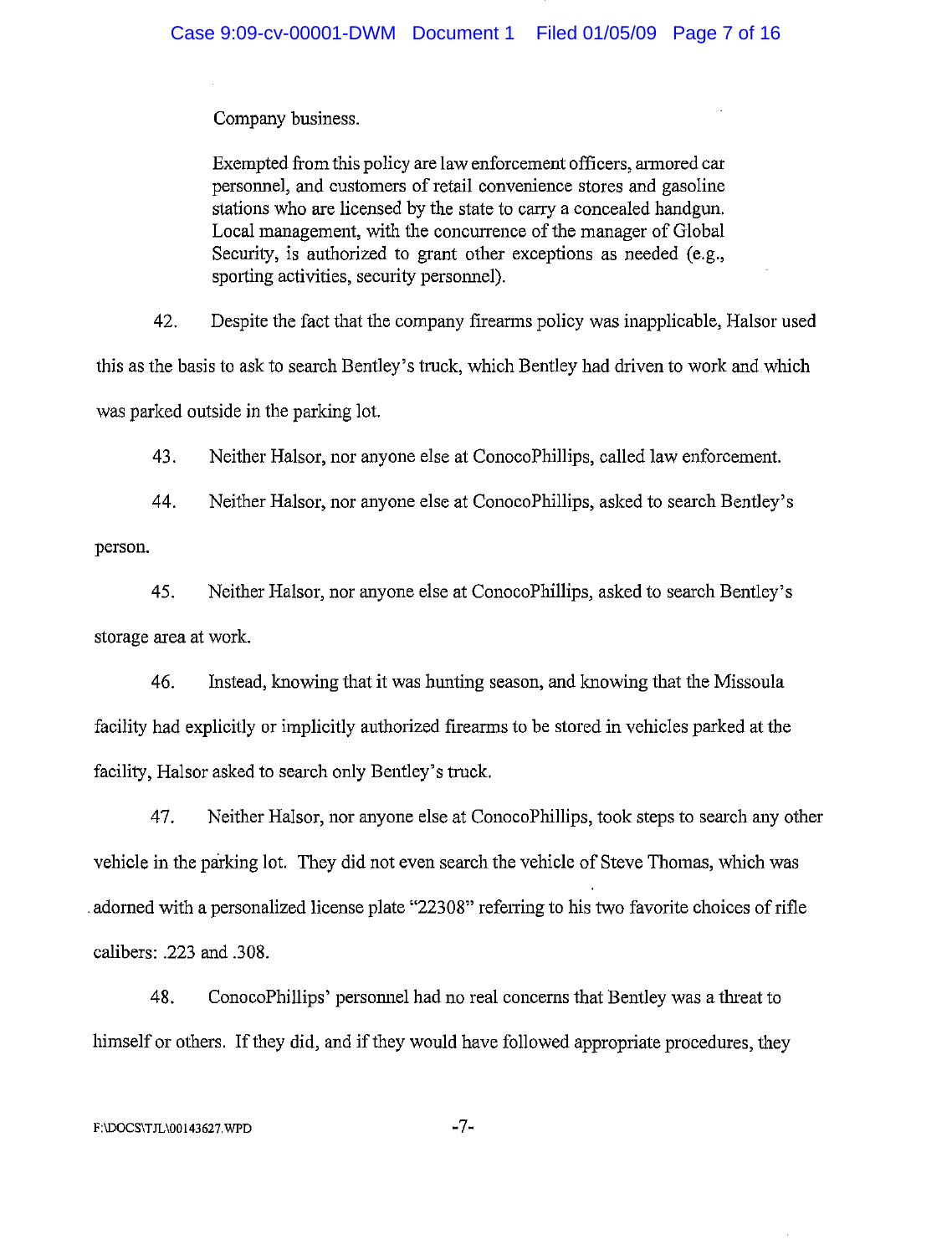Company business.

> Exempted from this policy are law enforcement officers, armored car personnel, and customers of retail convenience stores and gasoline stations who are licensed by the state to carry a concealed handgun. Local management, with the concurrence of the manager of Global Security, is authorized to grant other exceptions as needed (e.g., sporting activities, security personnel).

42. Despite the fact that the company firearms policy was inapplicable, Halsor used this as the basis to ask to search Bentley's truck, which Bentley had driven to work and which was parked outside in the parking lot.

43. Neither Halsor, nor anyone else at ConocoPhillips, called law enforcement.

44. Neither Halsor, nor anyone else at ConocoPhillips, asked to search Bentley's person.

45. Neither Halsor, nor anyone else at ConocoPhillips, asked to search Bentley's storage area at work.

46. Instead, knowing that it was hunting season, and knowing that the Missoula facility had explicitly or implicitly authorized firearms to be stored in vehicles parked at the facility, Halsor asked to search only Bentley's truck.

47. Neither Halsor, nor anyone else at ConocoPhillips, took steps to search any other vehicle in the parking lot. They did not even search the vehicle of Steve Thomas, which was adorned with a personalized license plate "22308" referring to his two favorite choices of rifle calibers: .223 and .308.

48. ConocoPhillips' personnel had no real concerns that Bentley was a threat to himself or others. If they did, and if they would have followed appropriate procedures, they

F:\DOCS\TJL\00143627.WPD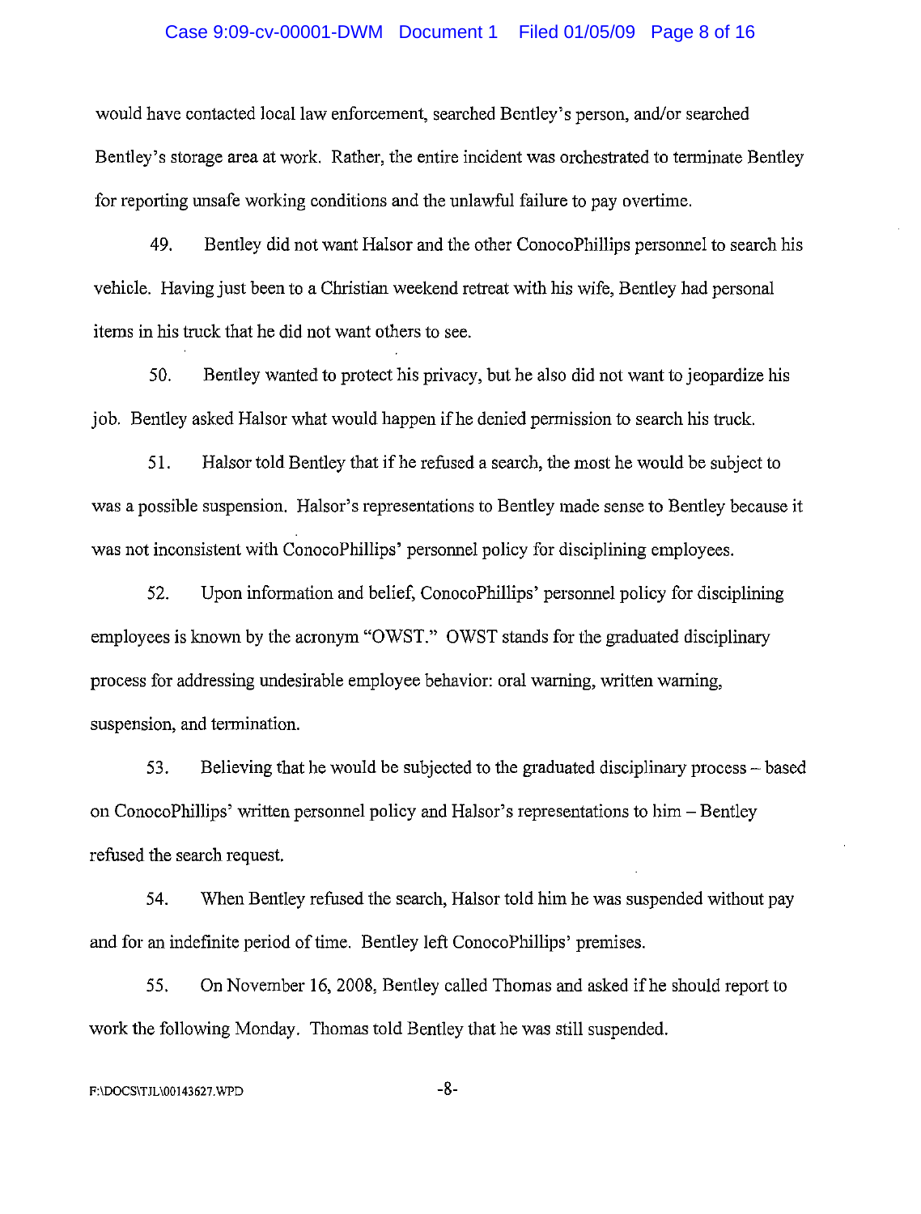would have contacted local law enforcement, searched Bentley's person, and/or searched Bentley's storage area at work. Rather, the entire incident was orchestrated to terminate Bentley for reporting unsafe working conditions and the unlawful failure to pay overtime.

49. Bentley did not want Halsor and the other ConocoPhillips personnel to search his vehicle. Having just been to a Christian weekend retreat with his wife, Bentley had personal items in his truck that he did not want others to see.

50. Bentley wanted to protect his privacy, but he also did not want to jeopardize his job. Bentley asked Halsor what would happen if he denied permission to search his truck.

51. Halsor told Bentley that if he refused a search, the most he would be subject to was a possible suspension. Halsor's representations to Bentley made sense to Bentley because it was not inconsistent with ConocoPhillips' personnel policy for disciplining employees.

52. Upon information and belief, ConocoPhillips' personnel policy for disciplining employees is known by the acronym "OWST." OWST stands for the graduated disciplinary process for addressing undesirable employee behavior: oral warning, written warning, suspension, and termination.

53. Believing that he would be subjected to the graduated disciplinary process – based on ConocoPhillips' written personnel policy and Halsor's representations to him – Bentley refused the search request.

54. When Bentley refused the search, Halsor told him he was suspended without pay and for an indefinite period of time. Bentley left ConocoPhillips' premises.

55. On November 16, 2008, Bentley called Thomas and asked if he should report to work the following Monday. Thomas told Bentley that he was still suspended.

F:\DOCS\TJL\00143627.WPD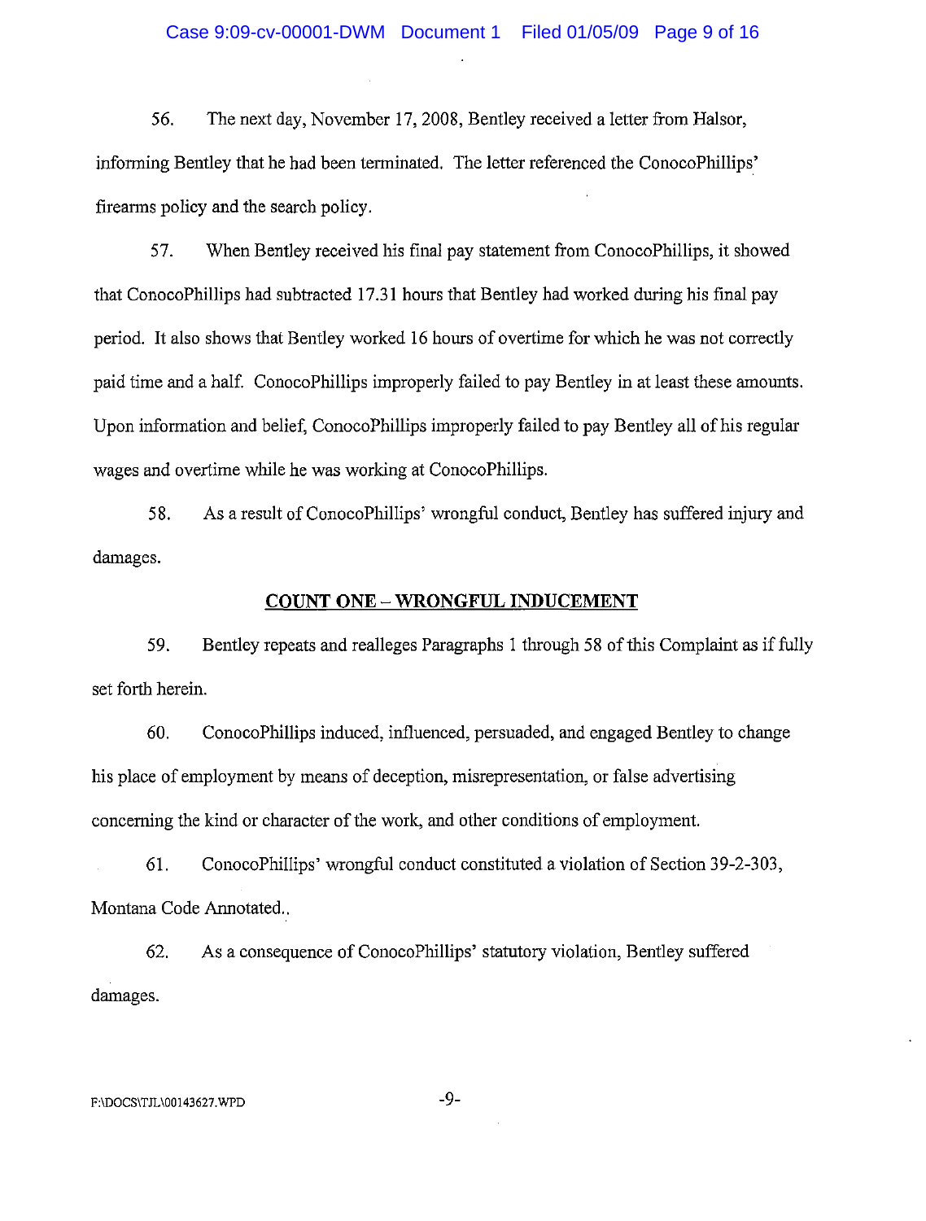56. The next day, November 17, 2008, Bentley received a letter from Halsor, informing Bentley that he had been terminated. The letter referenced the ConocoPhillips' firearms policy and the search policy.

57. When Bentley received his final pay statement from ConocoPhillips, it showed that ConocoPhillips had subtracted 17.31 hours that Bentley had worked during his final pay period. It also shows that Bentley worked 16 hours of overtime for which he was not correctly paid time and a half. ConocoPhillips improperly failed to pay Bentley in at least these amounts. Upon information and belief, ConocoPhillips improperly failed to pay Bentley all of his regular wages and overtime while he was working at ConocoPhillips.

58. As a result of ConocoPhillips' wrongful conduct, Bentley has suffered injury and damages.

## COUNT ONE – WRONGFUL INDUCEMENT

59. Bentley repeats and realleges Paragraphs 1 through 58 of this Complaint as if fully set forth herein.

60. ConocoPhillips induced, influenced, persuaded, and engaged Bentley to change his place of employment by means of deception, misrepresentation, or false advertising concerning the kind or character of the work, and other conditions of employment.

61. ConocoPhillips' wrongful conduct constituted a violation of Section 39-2-303, Montana Code Annotated..

62. As a consequence of ConocoPhillips' statutory violation, Bentley suffered damages.

F:\DOCS\TJL\00143627.WPD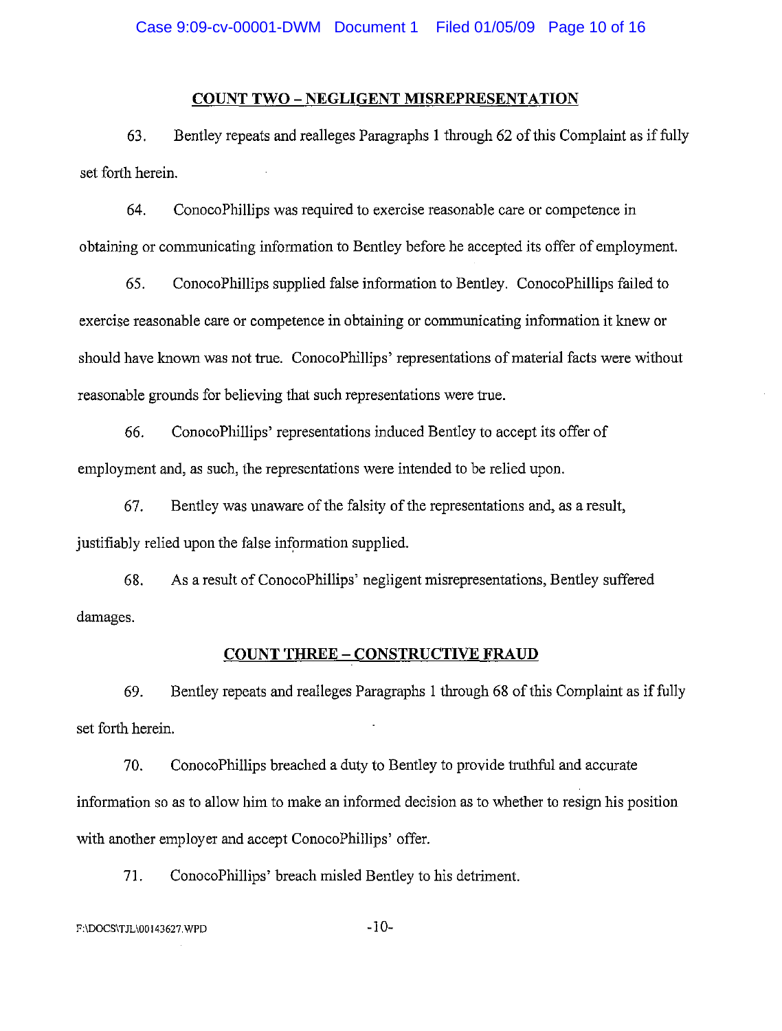## COUNT TWO – NEGLIGENT MISREPRESENTATION

63. Bentley repeats and realleges Paragraphs 1 through 62 of this Complaint as if fully set forth herein.

64. ConocoPhillips was required to exercise reasonable care or competence in obtaining or communicating information to Bentley before he accepted its offer of employment.

65. ConocoPhillips supplied false information to Bentley. ConocoPhillips failed to exercise reasonable care or competence in obtaining or communicating information it knew or should have known was not true. ConocoPhillips' representations of material facts were without reasonable grounds for believing that such representations were true.

66. ConocoPhillips' representations induced Bentley to accept its offer of employment and, as such, the representations were intended to be relied upon.

67. Bentley was unaware of the falsity of the representations and, as a result, justifiably relied upon the false information supplied.

68. As a result of ConocoPhillips' negligent misrepresentations, Bentley suffered damages.

## COUNT THREE – CONSTRUCTIVE FRAUD

69. Bentley repeats and realleges Paragraphs 1 through 68 of this Complaint as if fully set forth herein.

70. ConocoPhillips breached a duty to Bentley to provide truthful and accurate information so as to allow him to make an informed decision as to whether to resign his position with another employer and accept ConocoPhillips' offer.

71. ConocoPhillips' breach misled Bentley to his detriment.

F:\DOCS\TJL\00143627.WPD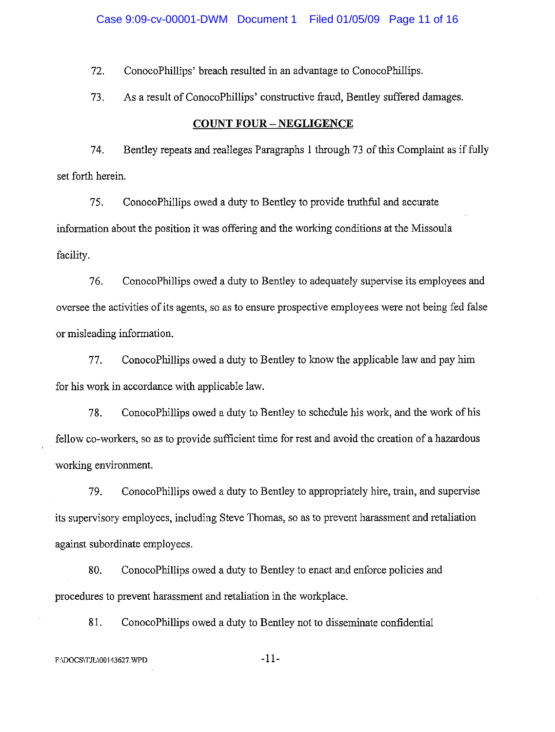72. ConocoPhillips' breach resulted in an advantage to ConocoPhillips.

73. As a result of ConocoPhillips' constructive fraud, Bentley suffered damages.

## COUNT FOUR – NEGLIGENCE

74. Bentley repeats and realleges Paragraphs 1 through 73 of this Complaint as if fully set forth herein.

75. ConocoPhillips owed a duty to Bentley to provide truthful and accurate information about the position it was offering and the working conditions at the Missoula facility.

76. ConocoPhillips owed a duty to Bentley to adequately supervise its employees and oversee the activities of its agents, so as to ensure prospective employees were not being fed false or misleading information.

77. ConocoPhillips owed a duty to Bentley to know the applicable law and pay him for his work in accordance with applicable law.

78. ConocoPhillips owed a duty to Bentley to schedule his work, and the work of his fellow co-workers, so as to provide sufficient time for rest and avoid the creation of a hazardous working environment.

79. ConocoPhillips owed a duty to Bentley to appropriately hire, train, and supervise its supervisory employees, including Steve Thomas, so as to prevent harassment and retaliation against subordinate employees.

80. ConocoPhillips owed a duty to Bentley to enact and enforce policies and procedures to prevent harassment and retaliation in the workplace.

81. ConocoPhillips owed a duty to Bentley not to disseminate confidential

F:\DOCS\TJL\00143627.WPD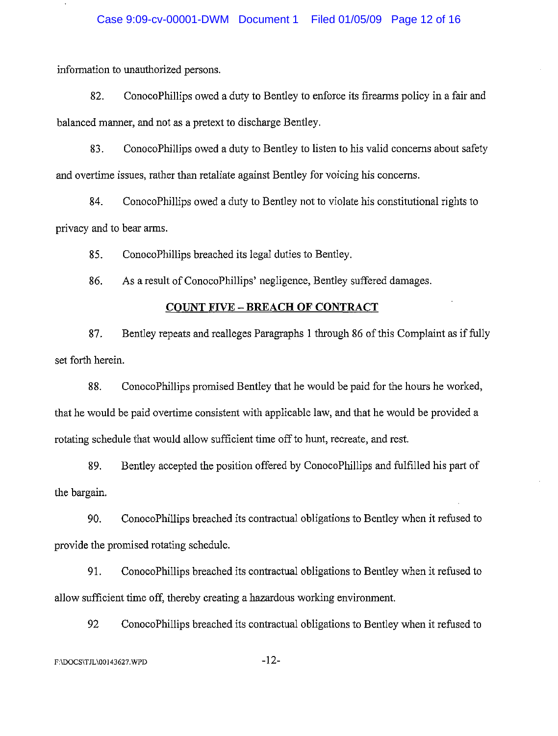information to unauthorized persons.

82. ConocoPhillips owed a duty to Bentley to enforce its firearms policy in a fair and balanced manner, and not as a pretext to discharge Bentley.

83. ConocoPhillips owed a duty to Bentley to listen to his valid concerns about safety and overtime issues, rather than retaliate against Bentley for voicing his concerns.

84. ConocoPhillips owed a duty to Bentley not to violate his constitutional rights to privacy and to bear arms.

85. ConocoPhillips breached its legal duties to Bentley.

86. As a result of ConocoPhillips' negligence, Bentley suffered damages.

## COUNT FIVE – BREACH OF CONTRACT

87. Bentley repeats and realleges Paragraphs 1 through 86 of this Complaint as if fully set forth herein.

88. ConocoPhillips promised Bentley that he would be paid for the hours he worked, that he would be paid overtime consistent with applicable law, and that he would be provided a rotating schedule that would allow sufficient time off to hunt, recreate, and rest.

89. Bentley accepted the position offered by ConocoPhillips and fulfilled his part of the bargain.

90. ConocoPhillips breached its contractual obligations to Bentley when it refused to provide the promised rotating schedule.

91. ConocoPhillips breached its contractual obligations to Bentley when it refused to allow sufficient time off, thereby creating a hazardous working environment.

92 ConocoPhillips breached its contractual obligations to Bentley when it refused to

F:\DOCS\TJL\00143627.WPD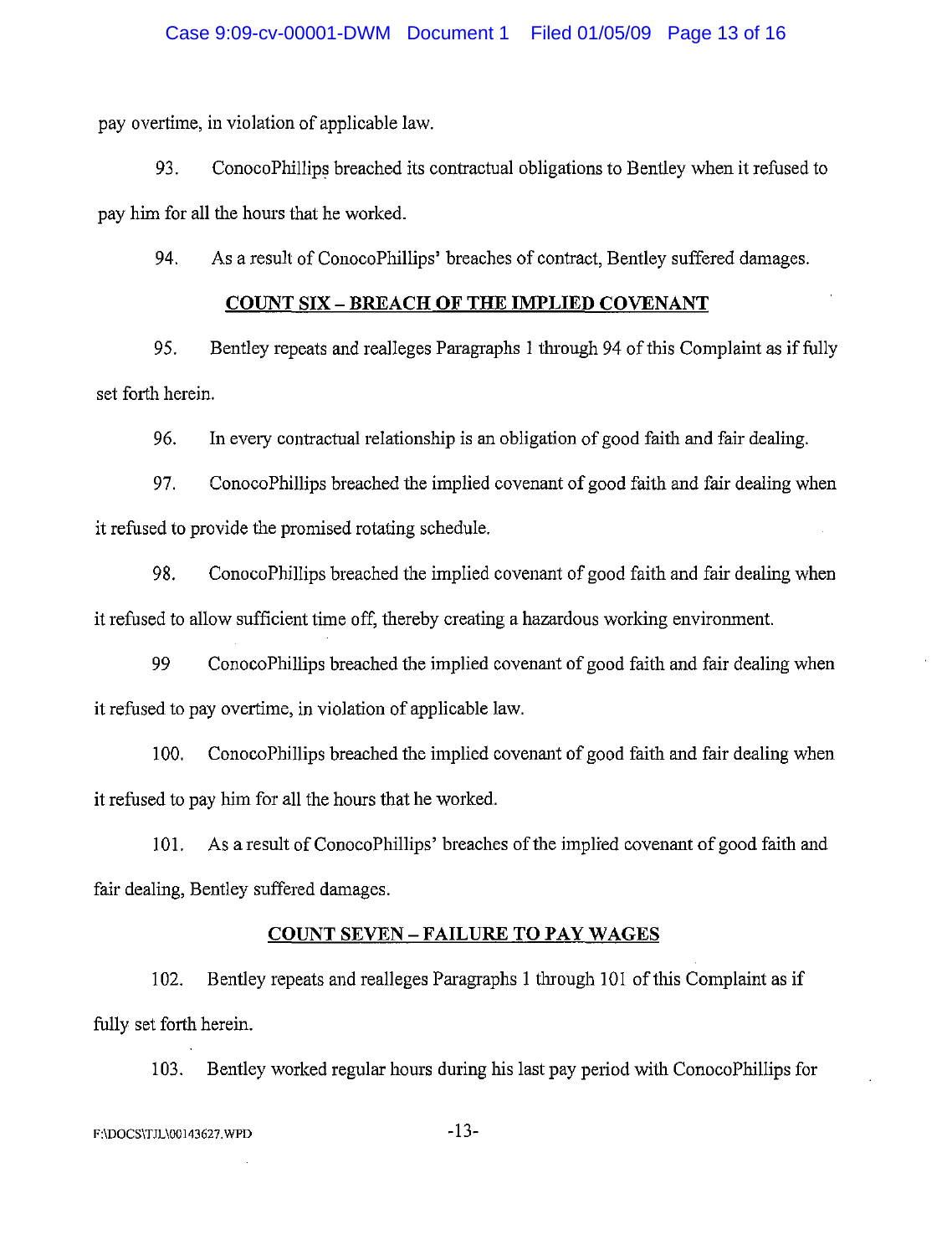pay overtime, in violation of applicable law.

93. ConocoPhillips breached its contractual obligations to Bentley when it refused to pay him for all the hours that he worked.

94. As a result of ConocoPhillips' breaches of contract, Bentley suffered damages.

**COUNT SIX – BREACH OF THE IMPLIED COVENANT**

95. Bentley repeats and realleges Paragraphs 1 through 94 of this Complaint as if fully set forth herein.

96. In every contractual relationship is an obligation of good faith and fair dealing.

97. ConocoPhillips breached the implied covenant of good faith and fair dealing when it refused to provide the promised rotating schedule.

98. ConocoPhillips breached the implied covenant of good faith and fair dealing when it refused to allow sufficient time off, thereby creating a hazardous working environment.

99 ConocoPhillips breached the implied covenant of good faith and fair dealing when it refused to pay overtime, in violation of applicable law.

100. ConocoPhillips breached the implied covenant of good faith and fair dealing when it refused to pay him for all the hours that he worked.

101. As a result of ConocoPhillips' breaches of the implied covenant of good faith and fair dealing, Bentley suffered damages.

**COUNT SEVEN – FAILURE TO PAY WAGES**

102. Bentley repeats and realleges Paragraphs 1 through 101 of this Complaint as if fully set forth herein.

103. Bentley worked regular hours during his last pay period with ConocoPhillips for

F:\DOCS\TJL\00143627.WPD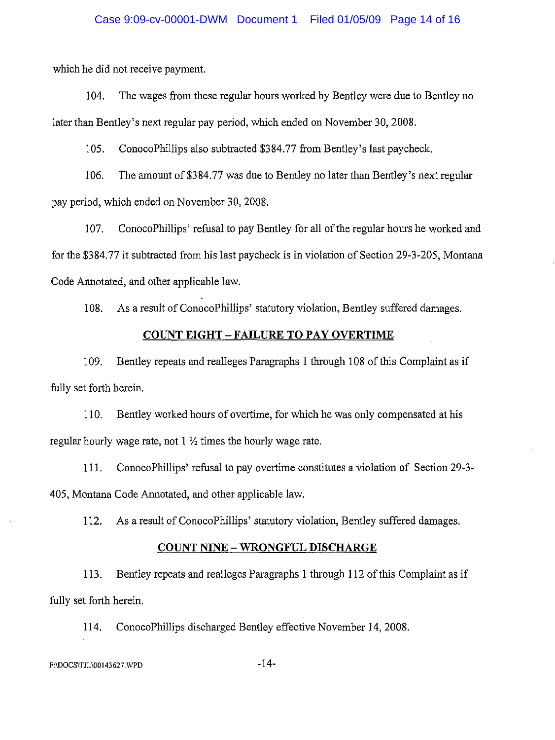which he did not receive payment.

104. The wages from these regular hours worked by Bentley were due to Bentley no later than Bentley's next regular pay period, which ended on November 30, 2008.

105. ConocoPhillips also subtracted $384.77 from Bentley's last paycheck.

106. The amount of $384.77 was due to Bentley no later than Bentley's next regular pay period, which ended on November 30, 2008.

107. ConocoPhillips' refusal to pay Bentley for all of the regular hours he worked and for the $384.77 it subtracted from his last paycheck is in violation of Section 29-3-205, Montana Code Annotated, and other applicable law.

108. As a result of ConocoPhillips' statutory violation, Bentley suffered damages.

## COUNT EIGHT – FAILURE TO PAY OVERTIME

109. Bentley repeats and realleges Paragraphs 1 through 108 of this Complaint as if fully set forth herein.

110. Bentley worked hours of overtime, for which he was only compensated at his regular hourly wage rate, not 1 ½ times the hourly wage rate.

111. ConocoPhillips' refusal to pay overtime constitutes a violation of Section 29-3-405, Montana Code Annotated, and other applicable law.

112. As a result of ConocoPhillips' statutory violation, Bentley suffered damages.

## COUNT NINE – WRONGFUL DISCHARGE

113. Bentley repeats and realleges Paragraphs 1 through 112 of this Complaint as if fully set forth herein.

114. ConocoPhillips discharged Bentley effective November 14, 2008.

F:\DOCS\TJL\00143627.WPD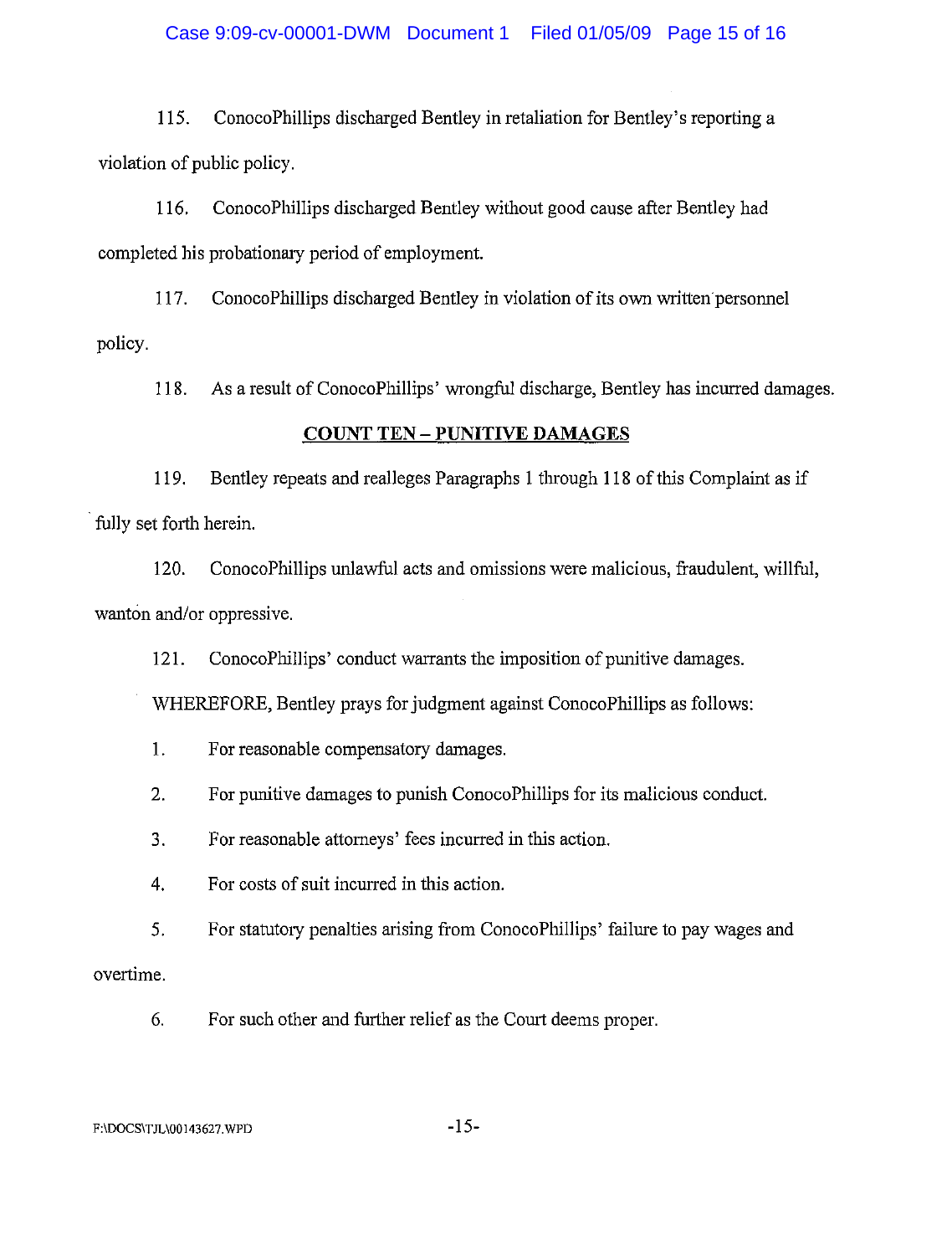115. ConocoPhillips discharged Bentley in retaliation for Bentley's reporting a violation of public policy.

116. ConocoPhillips discharged Bentley without good cause after Bentley had completed his probationary period of employment.

117. ConocoPhillips discharged Bentley in violation of its own written personnel policy.

118. As a result of ConocoPhillips' wrongful discharge, Bentley has incurred damages.

**COUNT TEN – PUNITIVE DAMAGES**

119. Bentley repeats and realleges Paragraphs 1 through 118 of this Complaint as if fully set forth herein.

120. ConocoPhillips unlawful acts and omissions were malicious, fraudulent, willful, wanton and/or oppressive.

121. ConocoPhillips' conduct warrants the imposition of punitive damages.

WHEREFORE, Bentley prays for judgment against ConocoPhillips as follows:

1. For reasonable compensatory damages.

2. For punitive damages to punish ConocoPhillips for its malicious conduct.

3. For reasonable attorneys' fees incurred in this action.

4. For costs of suit incurred in this action.

5. For statutory penalties arising from ConocoPhillips' failure to pay wages and overtime.

6. For such other and further relief as the Court deems proper.

F:\DOCS\TJL\00143627.WPD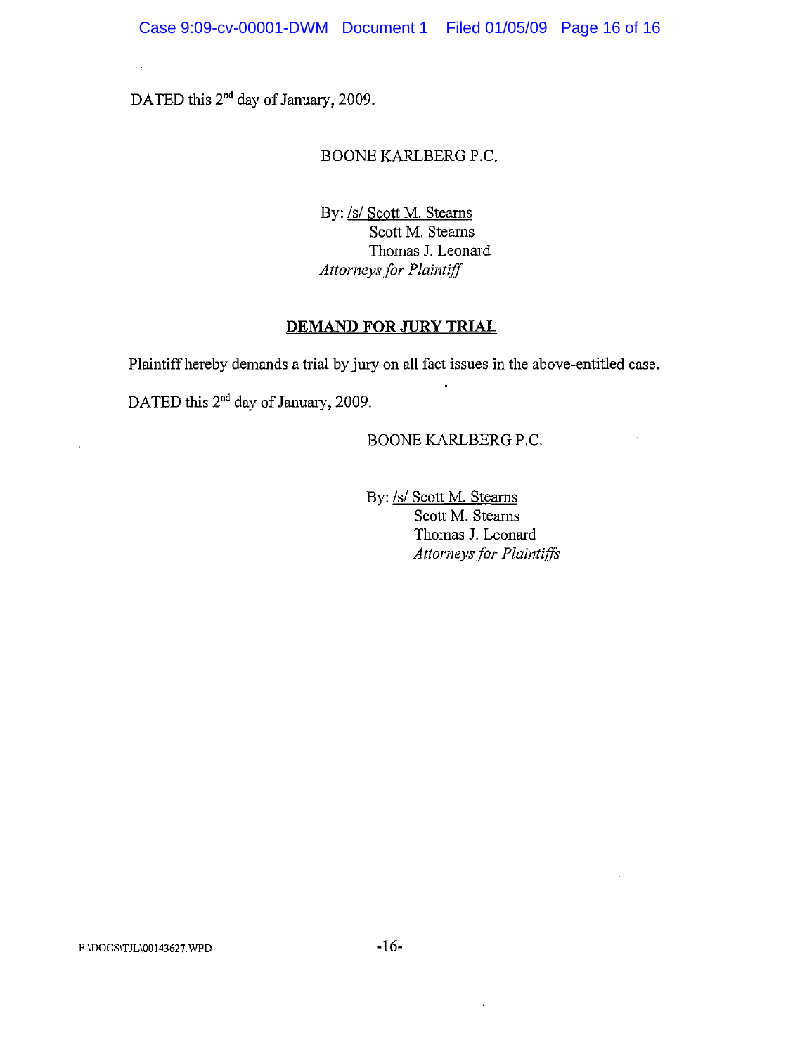DATED this 2nd day of January, 2009.

BOONE KARLBERG P.C.

By: /s/ Scott M. Stearns  
Scott M. Stearns  
Thomas J. Leonard  
*Attorneys for Plaintiff*

**DEMAND FOR JURY TRIAL**

Plaintiff hereby demands a trial by jury on all fact issues in the above-entitled case.

DATED this 2nd day of January, 2009.

BOONE KARLBERG P.C.

By: /s/ Scott M. Stearns  
Scott M. Stearns  
Thomas J. Leonard  
*Attorneys for Plaintiffs*

F:\DOCS\TJL\00143627.WPD